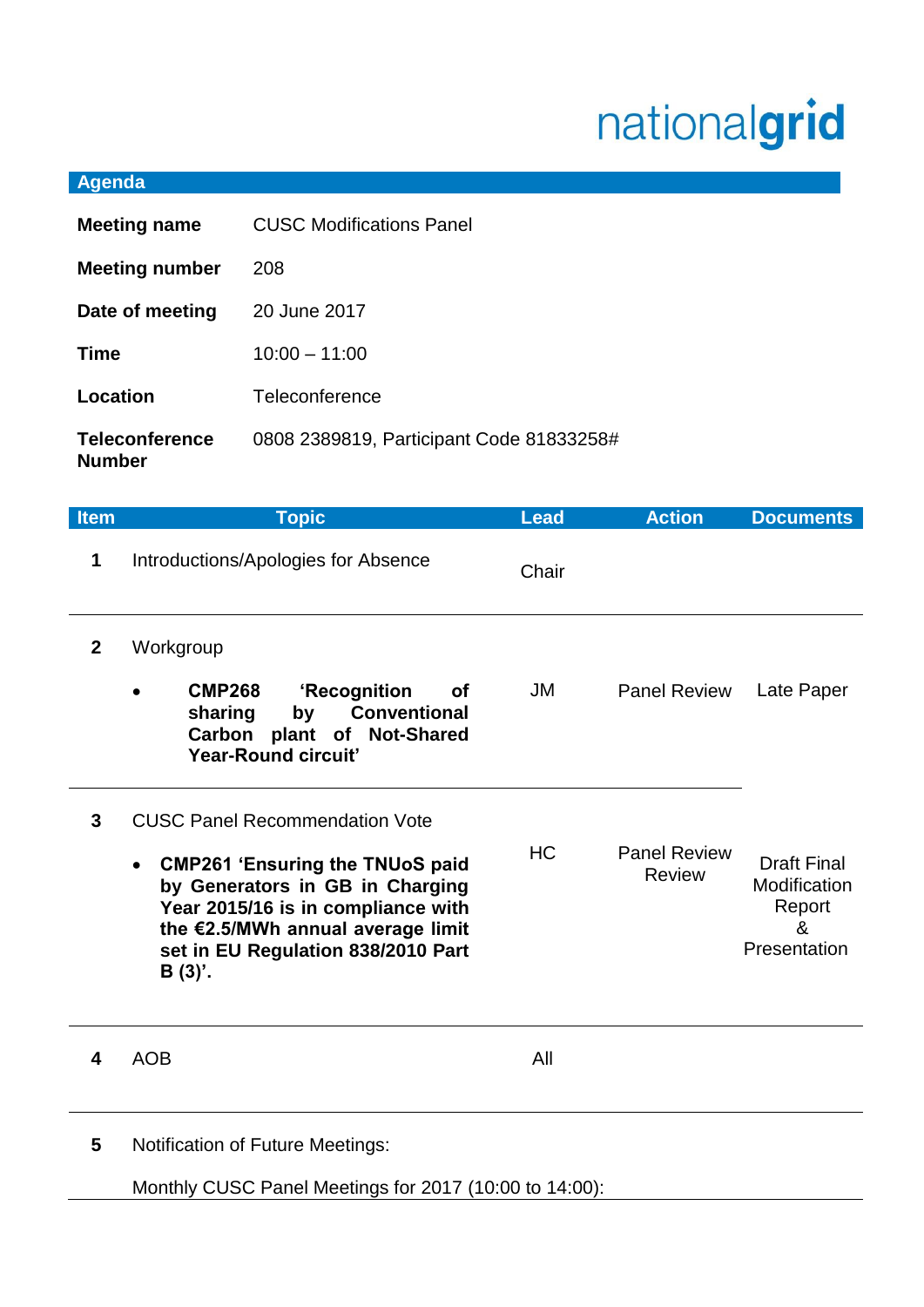nationalgrid

## Agenda

| | |
|---|---|
| **Meeting name** | CUSC Modifications Panel |
| **Meeting number** | 208 |
| **Date of meeting** | 20 June 2017 |
| **Time** | 10:00 – 11:00 |
| **Location** | Teleconference |
| **Teleconference Number** | 0808 2389819, Participant Code 81833258# |

| Item | Topic | Lead | Action | Documents |
|---|---|---|---|---|
| **1** | Introductions/Apologies for Absence | Chair | | |
| **2** | Workgroup<br>• **CMP268 'Recognition of sharing by Conventional Carbon plant of Not-Shared Year-Round circuit'** | JM | Panel Review | Late Paper |
| **3** | CUSC Panel Recommendation Vote<br>• **CMP261 'Ensuring the TNUoS paid by Generators in GB in Charging Year 2015/16 is in compliance with the €2.5/MWh annual average limit set in EU Regulation 838/2010 Part B (3)'.** | HC | Panel Review Review | Draft Final Modification Report & Presentation |
| **4** | AOB | All | | |
| **5** | Notification of Future Meetings:<br>Monthly CUSC Panel Meetings for 2017 (10:00 to 14:00): | | | |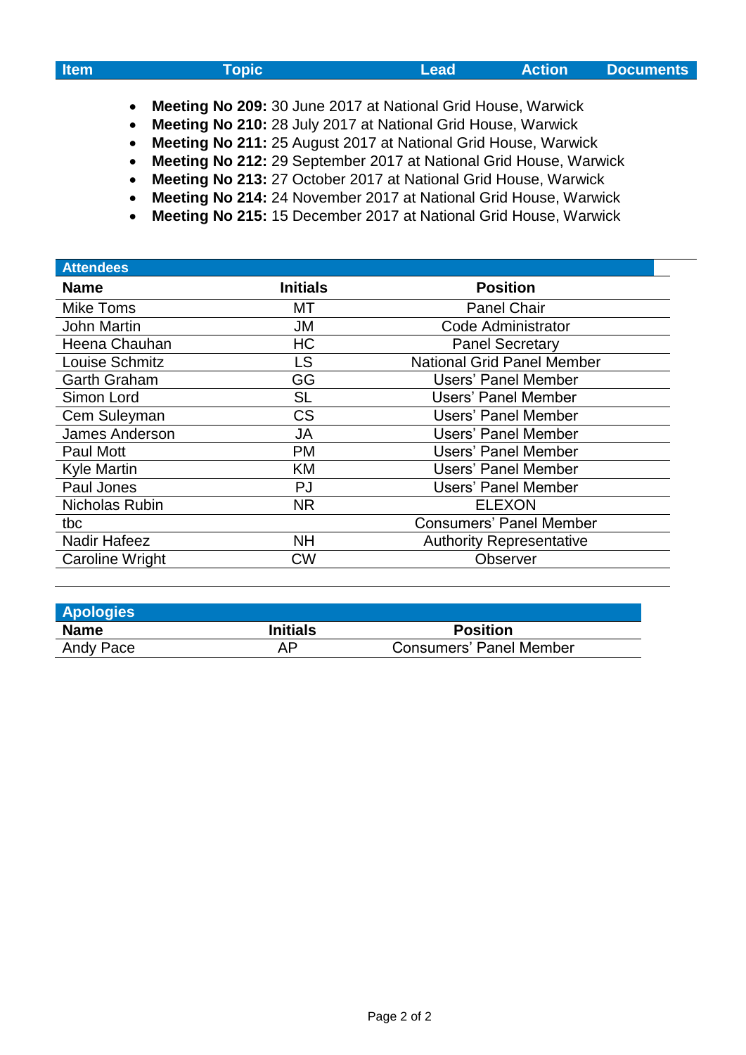| Item | Topic | Lead | Action | Documents |
| --- | --- | --- | --- | --- |

- **Meeting No 209:** 30 June 2017 at National Grid House, Warwick
- **Meeting No 210:** 28 July 2017 at National Grid House, Warwick
- **Meeting No 211:** 25 August 2017 at National Grid House, Warwick
- **Meeting No 212:** 29 September 2017 at National Grid House, Warwick
- **Meeting No 213:** 27 October 2017 at National Grid House, Warwick
- **Meeting No 214:** 24 November 2017 at National Grid House, Warwick
- **Meeting No 215:** 15 December 2017 at National Grid House, Warwick

**Attendees**

| Name | Initials | Position |
| --- | --- | --- |
| Mike Toms | MT | Panel Chair |
| John Martin | JM | Code Administrator |
| Heena Chauhan | HC | Panel Secretary |
| Louise Schmitz | LS | National Grid Panel Member |
| Garth Graham | GG | Users' Panel Member |
| Simon Lord | SL | Users' Panel Member |
| Cem Suleyman | CS | Users' Panel Member |
| James Anderson | JA | Users' Panel Member |
| Paul Mott | PM | Users' Panel Member |
| Kyle Martin | KM | Users' Panel Member |
| Paul Jones | PJ | Users' Panel Member |
| Nicholas Rubin | NR | ELEXON |
| tbc | | Consumers' Panel Member |
| Nadir Hafeez | NH | Authority Representative |
| Caroline Wright | CW | Observer |

**Apologies**

| Name | Initials | Position |
| --- | --- | --- |
| Andy Pace | AP | Consumers' Panel Member |